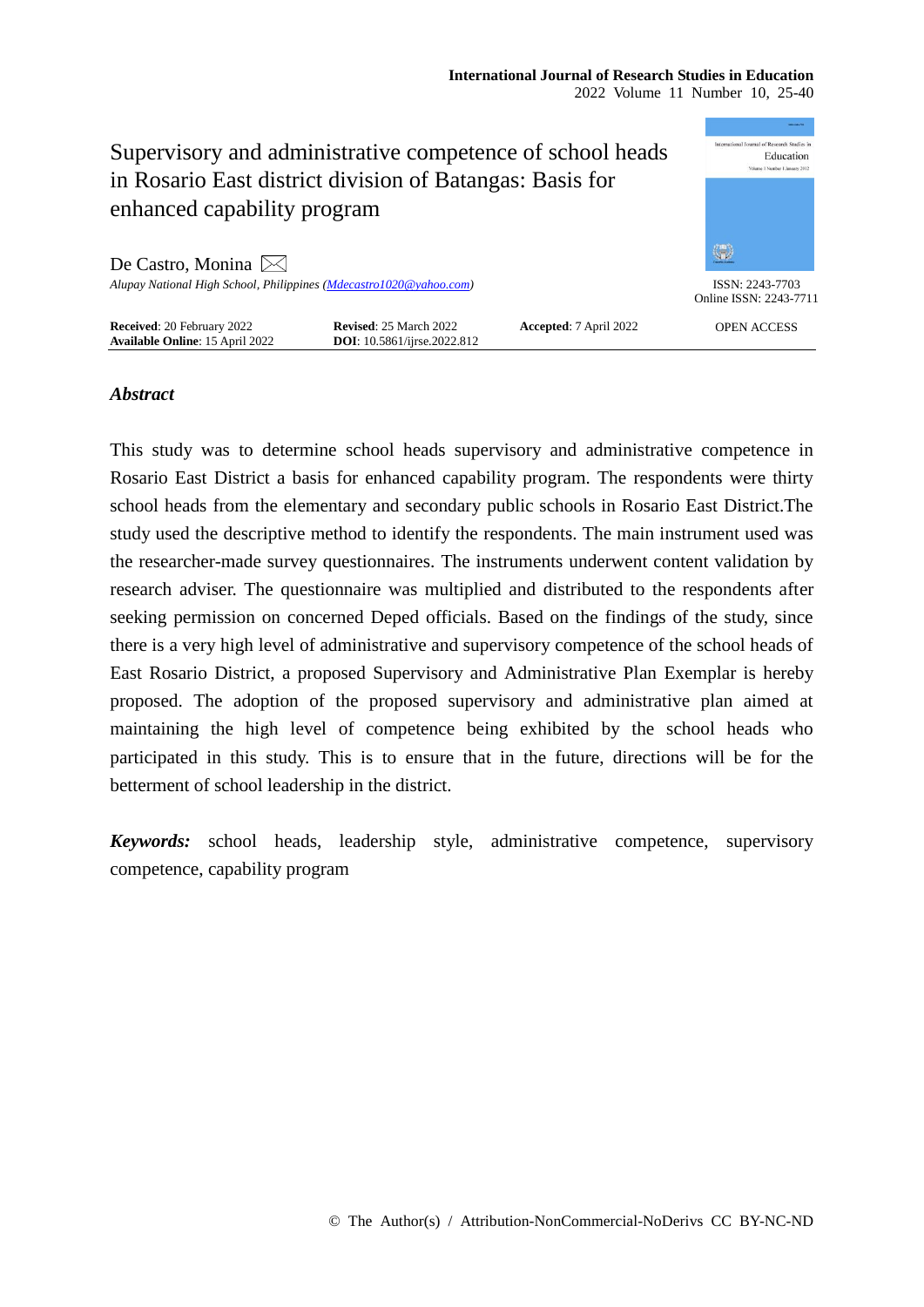# Supervisory and administrative competence of school heads in Rosario East district division of Batangas: Basis for enhanced capability program

De Castro, Monina

*Alupay National High School, Philippines (Mdecastro1020@yahoo.com)*

ISSN: 2243-7703
Online ISSN: 2243-7711

**Received**: 20 February 2022 **Revised**: 25 March 2022 **Accepted**: 7 April 2022
**Available Online**: 15 April 2022 **DOI**: 10.5861/ijrse.2022.812

OPEN ACCESS

## *Abstract*

This study was to determine school heads supervisory and administrative competence in Rosario East District a basis for enhanced capability program. The respondents were thirty school heads from the elementary and secondary public schools in Rosario East District.The study used the descriptive method to identify the respondents. The main instrument used was the researcher-made survey questionnaires. The instruments underwent content validation by research adviser. The questionnaire was multiplied and distributed to the respondents after seeking permission on concerned Deped officials. Based on the findings of the study, since there is a very high level of administrative and supervisory competence of the school heads of East Rosario District, a proposed Supervisory and Administrative Plan Exemplar is hereby proposed. The adoption of the proposed supervisory and administrative plan aimed at maintaining the high level of competence being exhibited by the school heads who participated in this study. This is to ensure that in the future, directions will be for the betterment of school leadership in the district.

***Keywords:*** school heads, leadership style, administrative competence, supervisory competence, capability program

© The Author(s) / Attribution-NonCommercial-NoDerivs CC BY-NC-ND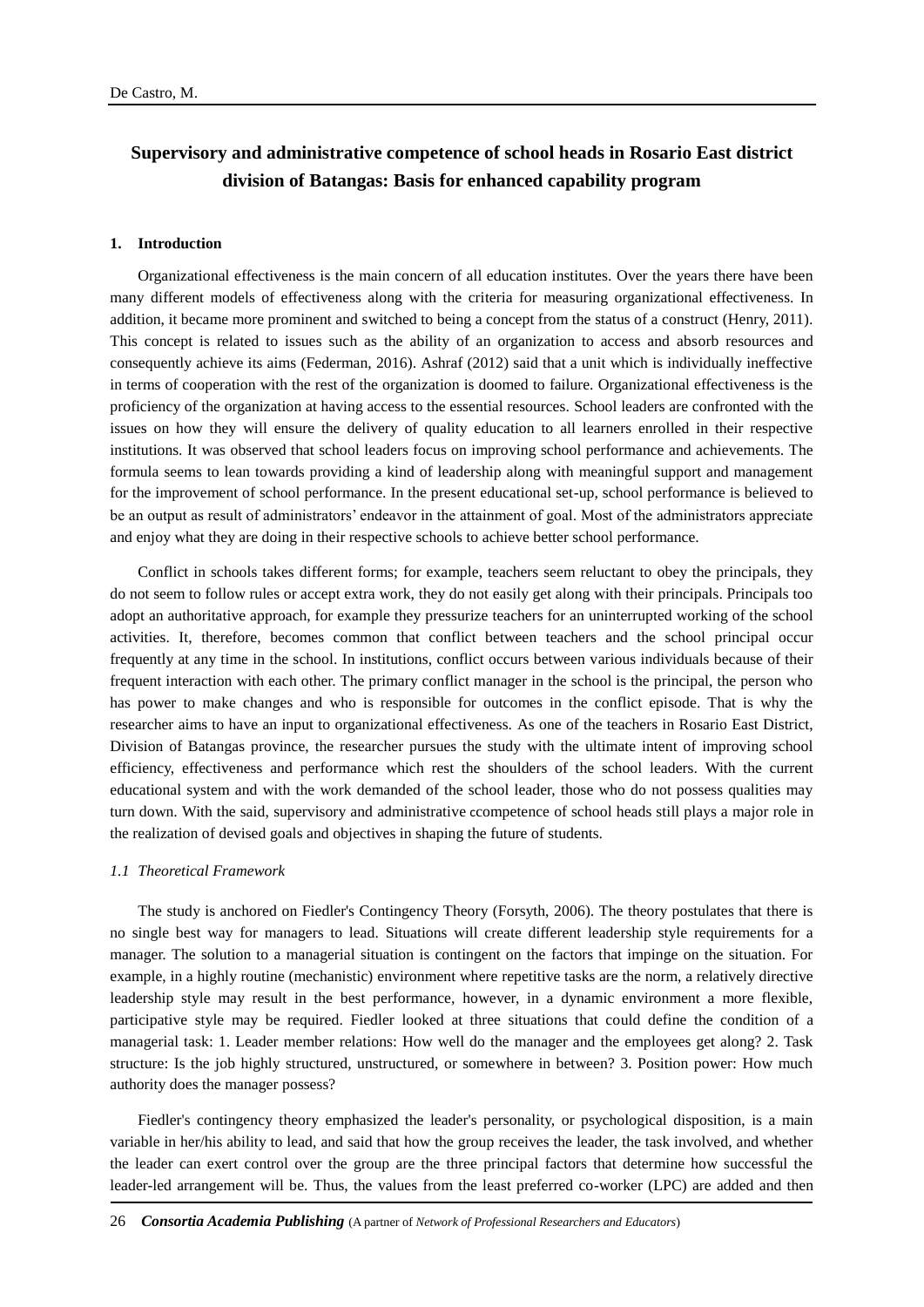# Supervisory and administrative competence of school heads in Rosario East district division of Batangas: Basis for enhanced capability program

## 1. Introduction

Organizational effectiveness is the main concern of all education institutes. Over the years there have been many different models of effectiveness along with the criteria for measuring organizational effectiveness. In addition, it became more prominent and switched to being a concept from the status of a construct (Henry, 2011). This concept is related to issues such as the ability of an organization to access and absorb resources and consequently achieve its aims (Federman, 2016). Ashraf (2012) said that a unit which is individually ineffective in terms of cooperation with the rest of the organization is doomed to failure. Organizational effectiveness is the proficiency of the organization at having access to the essential resources. School leaders are confronted with the issues on how they will ensure the delivery of quality education to all learners enrolled in their respective institutions. It was observed that school leaders focus on improving school performance and achievements. The formula seems to lean towards providing a kind of leadership along with meaningful support and management for the improvement of school performance. In the present educational set-up, school performance is believed to be an output as result of administrators' endeavor in the attainment of goal. Most of the administrators appreciate and enjoy what they are doing in their respective schools to achieve better school performance.

Conflict in schools takes different forms; for example, teachers seem reluctant to obey the principals, they do not seem to follow rules or accept extra work, they do not easily get along with their principals. Principals too adopt an authoritative approach, for example they pressurize teachers for an uninterrupted working of the school activities. It, therefore, becomes common that conflict between teachers and the school principal occur frequently at any time in the school. In institutions, conflict occurs between various individuals because of their frequent interaction with each other. The primary conflict manager in the school is the principal, the person who has power to make changes and who is responsible for outcomes in the conflict episode. That is why the researcher aims to have an input to organizational effectiveness. As one of the teachers in Rosario East District, Division of Batangas province, the researcher pursues the study with the ultimate intent of improving school efficiency, effectiveness and performance which rest the shoulders of the school leaders. With the current educational system and with the work demanded of the school leader, those who do not possess qualities may turn down. With the said, supervisory and administrative ccompetence of school heads still plays a major role in the realization of devised goals and objectives in shaping the future of students.

### *1.1 Theoretical Framework*

The study is anchored on Fiedler's Contingency Theory (Forsyth, 2006). The theory postulates that there is no single best way for managers to lead. Situations will create different leadership style requirements for a manager. The solution to a managerial situation is contingent on the factors that impinge on the situation. For example, in a highly routine (mechanistic) environment where repetitive tasks are the norm, a relatively directive leadership style may result in the best performance, however, in a dynamic environment a more flexible, participative style may be required. Fiedler looked at three situations that could define the condition of a managerial task: 1. Leader member relations: How well do the manager and the employees get along? 2. Task structure: Is the job highly structured, unstructured, or somewhere in between? 3. Position power: How much authority does the manager possess?

Fiedler's contingency theory emphasized the leader's personality, or psychological disposition, is a main variable in her/his ability to lead, and said that how the group receives the leader, the task involved, and whether the leader can exert control over the group are the three principal factors that determine how successful the leader-led arrangement will be. Thus, the values from the least preferred co-worker (LPC) are added and then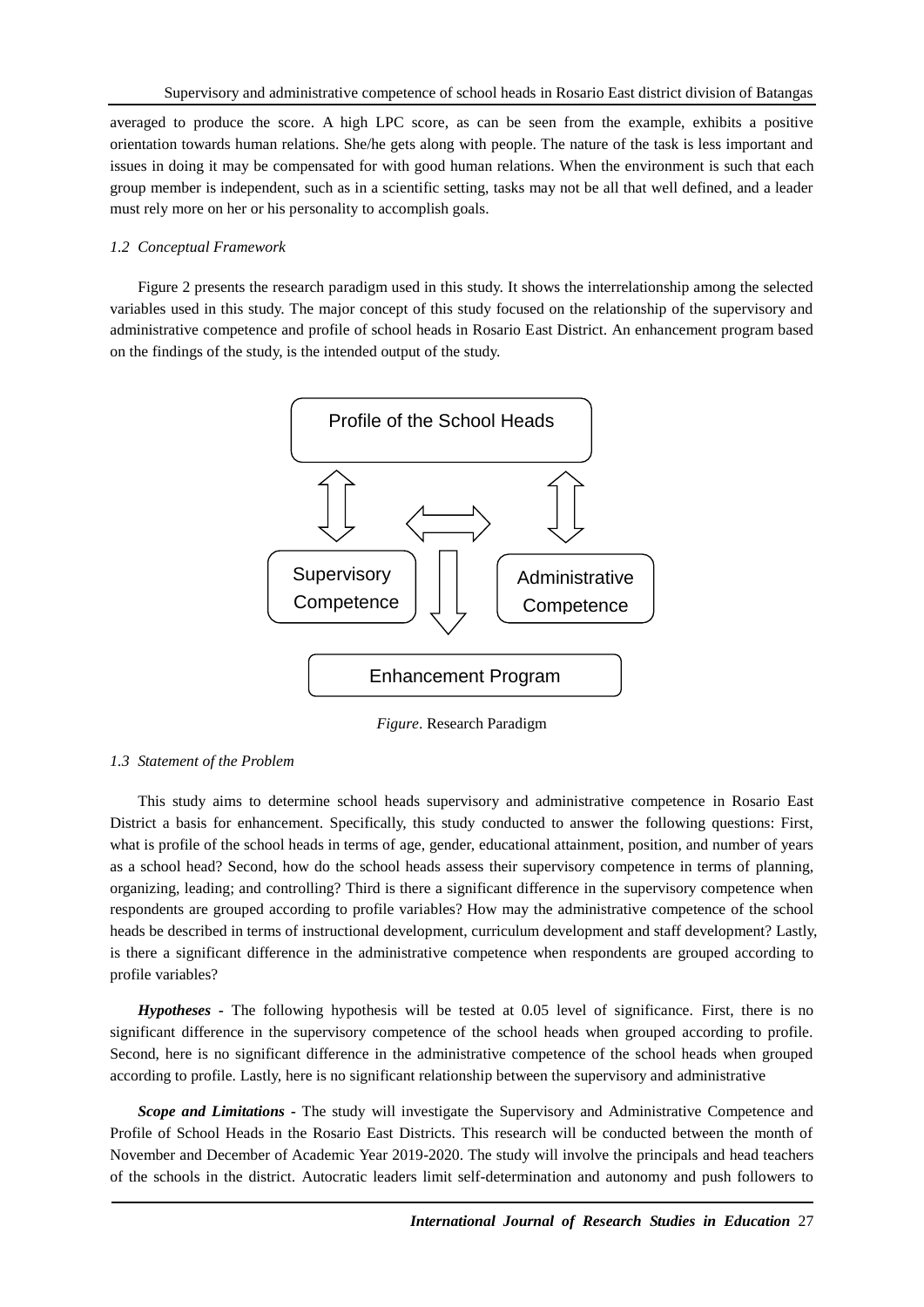averaged to produce the score. A high LPC score, as can be seen from the example, exhibits a positive orientation towards human relations. She/he gets along with people. The nature of the task is less important and issues in doing it may be compensated for with good human relations. When the environment is such that each group member is independent, such as in a scientific setting, tasks may not be all that well defined, and a leader must rely more on her or his personality to accomplish goals.

### *1.2 Conceptual Framework*

Figure 2 presents the research paradigm used in this study. It shows the interrelationship among the selected variables used in this study. The major concept of this study focused on the relationship of the supervisory and administrative competence and profile of school heads in Rosario East District. An enhancement program based on the findings of the study, is the intended output of the study.

Profile of the School Heads

Supervisory Competence

Administrative Competence

Enhancement Program

*Figure*. Research Paradigm

### *1.3 Statement of the Problem*

This study aims to determine school heads supervisory and administrative competence in Rosario East District a basis for enhancement. Specifically, this study conducted to answer the following questions: First, what is profile of the school heads in terms of age, gender, educational attainment, position, and number of years as a school head? Second, how do the school heads assess their supervisory competence in terms of planning, organizing, leading; and controlling? Third is there a significant difference in the supervisory competence when respondents are grouped according to profile variables? How may the administrative competence of the school heads be described in terms of instructional development, curriculum development and staff development? Lastly, is there a significant difference in the administrative competence when respondents are grouped according to profile variables?

***Hypotheses*** - The following hypothesis will be tested at 0.05 level of significance. First, there is no significant difference in the supervisory competence of the school heads when grouped according to profile. Second, here is no significant difference in the administrative competence of the school heads when grouped according to profile. Lastly, here is no significant relationship between the supervisory and administrative

***Scope and Limitations*** - The study will investigate the Supervisory and Administrative Competence and Profile of School Heads in the Rosario East Districts. This research will be conducted between the month of November and December of Academic Year 2019-2020. The study will involve the principals and head teachers of the schools in the district. Autocratic leaders limit self-determination and autonomy and push followers to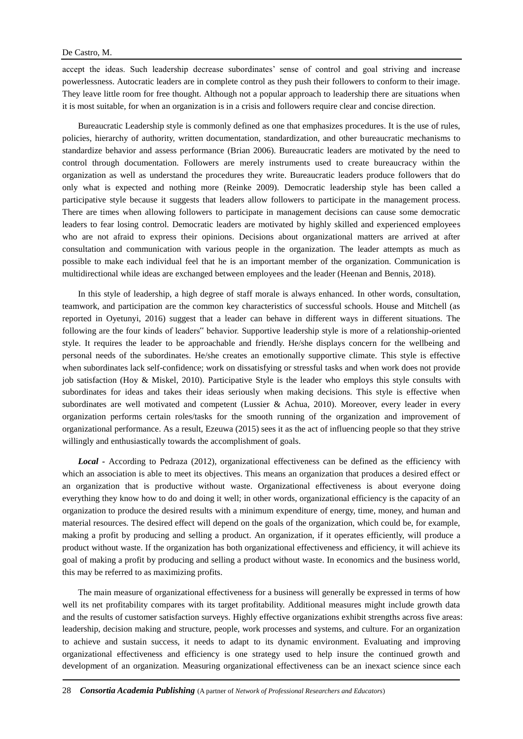accept the ideas. Such leadership decrease subordinates' sense of control and goal striving and increase powerlessness. Autocratic leaders are in complete control as they push their followers to conform to their image. They leave little room for free thought. Although not a popular approach to leadership there are situations when it is most suitable, for when an organization is in a crisis and followers require clear and concise direction.

Bureaucratic Leadership style is commonly defined as one that emphasizes procedures. It is the use of rules, policies, hierarchy of authority, written documentation, standardization, and other bureaucratic mechanisms to standardize behavior and assess performance (Brian 2006). Bureaucratic leaders are motivated by the need to control through documentation. Followers are merely instruments used to create bureaucracy within the organization as well as understand the procedures they write. Bureaucratic leaders produce followers that do only what is expected and nothing more (Reinke 2009). Democratic leadership style has been called a participative style because it suggests that leaders allow followers to participate in the management process. There are times when allowing followers to participate in management decisions can cause some democratic leaders to fear losing control. Democratic leaders are motivated by highly skilled and experienced employees who are not afraid to express their opinions. Decisions about organizational matters are arrived at after consultation and communication with various people in the organization. The leader attempts as much as possible to make each individual feel that he is an important member of the organization. Communication is multidirectional while ideas are exchanged between employees and the leader (Heenan and Bennis, 2018).

In this style of leadership, a high degree of staff morale is always enhanced. In other words, consultation, teamwork, and participation are the common key characteristics of successful schools. House and Mitchell (as reported in Oyetunyi, 2016) suggest that a leader can behave in different ways in different situations. The following are the four kinds of leaders" behavior. Supportive leadership style is more of a relationship-oriented style. It requires the leader to be approachable and friendly. He/she displays concern for the wellbeing and personal needs of the subordinates. He/she creates an emotionally supportive climate. This style is effective when subordinates lack self-confidence; work on dissatisfying or stressful tasks and when work does not provide job satisfaction (Hoy & Miskel, 2010). Participative Style is the leader who employs this style consults with subordinates for ideas and takes their ideas seriously when making decisions. This style is effective when subordinates are well motivated and competent (Lussier & Achua, 2010). Moreover, every leader in every organization performs certain roles/tasks for the smooth running of the organization and improvement of organizational performance. As a result, Ezeuwa (2015) sees it as the act of influencing people so that they strive willingly and enthusiastically towards the accomplishment of goals.

***Local*** - According to Pedraza (2012), organizational effectiveness can be defined as the efficiency with which an association is able to meet its objectives. This means an organization that produces a desired effect or an organization that is productive without waste. Organizational effectiveness is about everyone doing everything they know how to do and doing it well; in other words, organizational efficiency is the capacity of an organization to produce the desired results with a minimum expenditure of energy, time, money, and human and material resources. The desired effect will depend on the goals of the organization, which could be, for example, making a profit by producing and selling a product. An organization, if it operates efficiently, will produce a product without waste. If the organization has both organizational effectiveness and efficiency, it will achieve its goal of making a profit by producing and selling a product without waste. In economics and the business world, this may be referred to as maximizing profits.

The main measure of organizational effectiveness for a business will generally be expressed in terms of how well its net profitability compares with its target profitability. Additional measures might include growth data and the results of customer satisfaction surveys. Highly effective organizations exhibit strengths across five areas: leadership, decision making and structure, people, work processes and systems, and culture. For an organization to achieve and sustain success, it needs to adapt to its dynamic environment. Evaluating and improving organizational effectiveness and efficiency is one strategy used to help insure the continued growth and development of an organization. Measuring organizational effectiveness can be an inexact science since each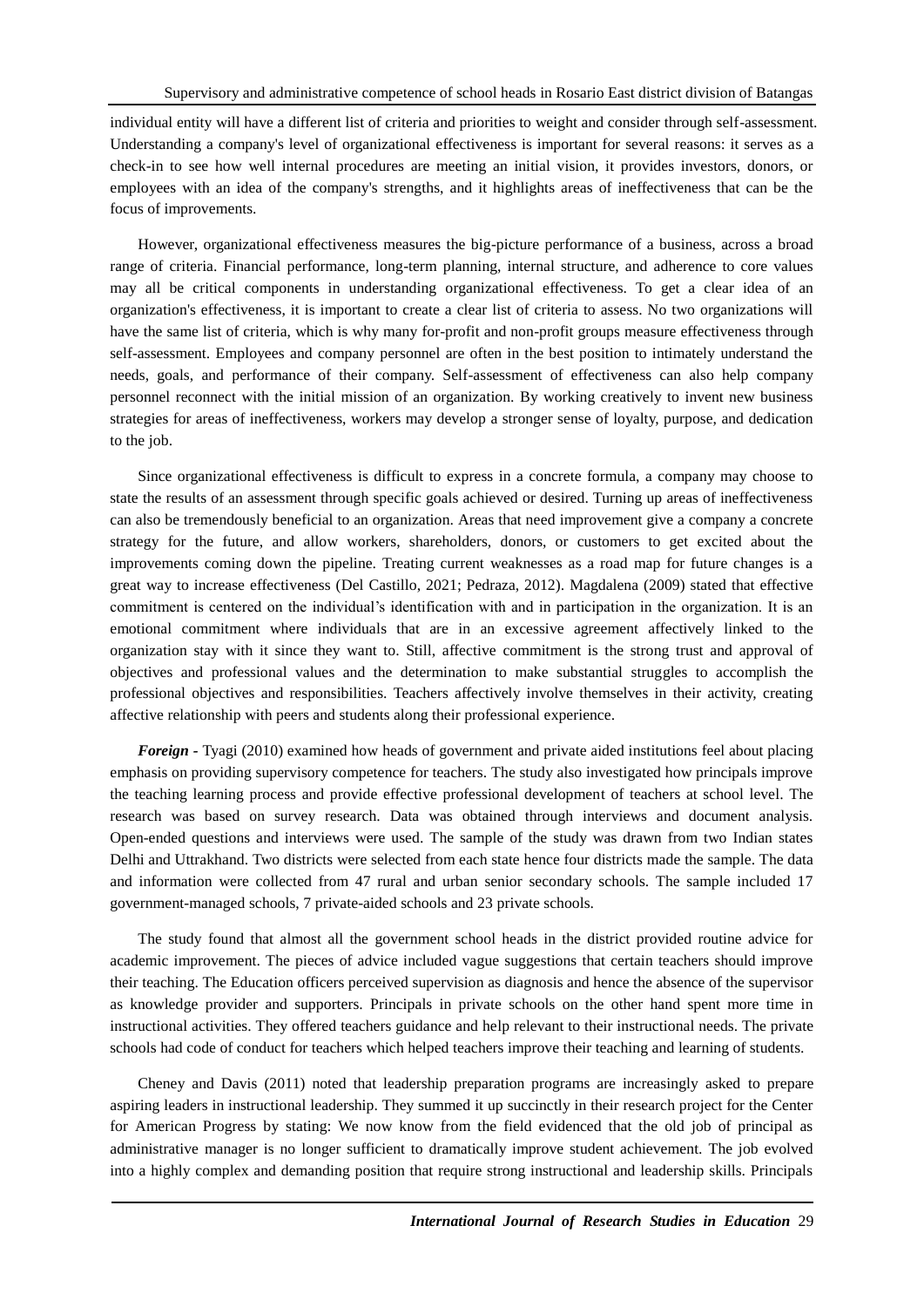individual entity will have a different list of criteria and priorities to weight and consider through self-assessment. Understanding a company's level of organizational effectiveness is important for several reasons: it serves as a check-in to see how well internal procedures are meeting an initial vision, it provides investors, donors, or employees with an idea of the company's strengths, and it highlights areas of ineffectiveness that can be the focus of improvements.

However, organizational effectiveness measures the big-picture performance of a business, across a broad range of criteria. Financial performance, long-term planning, internal structure, and adherence to core values may all be critical components in understanding organizational effectiveness. To get a clear idea of an organization's effectiveness, it is important to create a clear list of criteria to assess. No two organizations will have the same list of criteria, which is why many for-profit and non-profit groups measure effectiveness through self-assessment. Employees and company personnel are often in the best position to intimately understand the needs, goals, and performance of their company. Self-assessment of effectiveness can also help company personnel reconnect with the initial mission of an organization. By working creatively to invent new business strategies for areas of ineffectiveness, workers may develop a stronger sense of loyalty, purpose, and dedication to the job.

Since organizational effectiveness is difficult to express in a concrete formula, a company may choose to state the results of an assessment through specific goals achieved or desired. Turning up areas of ineffectiveness can also be tremendously beneficial to an organization. Areas that need improvement give a company a concrete strategy for the future, and allow workers, shareholders, donors, or customers to get excited about the improvements coming down the pipeline. Treating current weaknesses as a road map for future changes is a great way to increase effectiveness (Del Castillo, 2021; Pedraza, 2012). Magdalena (2009) stated that effective commitment is centered on the individual's identification with and in participation in the organization. It is an emotional commitment where individuals that are in an excessive agreement affectively linked to the organization stay with it since they want to. Still, affective commitment is the strong trust and approval of objectives and professional values and the determination to make substantial struggles to accomplish the professional objectives and responsibilities. Teachers affectively involve themselves in their activity, creating affective relationship with peers and students along their professional experience.

***Foreign -*** Tyagi (2010) examined how heads of government and private aided institutions feel about placing emphasis on providing supervisory competence for teachers. The study also investigated how principals improve the teaching learning process and provide effective professional development of teachers at school level. The research was based on survey research. Data was obtained through interviews and document analysis. Open-ended questions and interviews were used. The sample of the study was drawn from two Indian states Delhi and Uttrakhand. Two districts were selected from each state hence four districts made the sample. The data and information were collected from 47 rural and urban senior secondary schools. The sample included 17 government-managed schools, 7 private-aided schools and 23 private schools.

The study found that almost all the government school heads in the district provided routine advice for academic improvement. The pieces of advice included vague suggestions that certain teachers should improve their teaching. The Education officers perceived supervision as diagnosis and hence the absence of the supervisor as knowledge provider and supporters. Principals in private schools on the other hand spent more time in instructional activities. They offered teachers guidance and help relevant to their instructional needs. The private schools had code of conduct for teachers which helped teachers improve their teaching and learning of students.

Cheney and Davis (2011) noted that leadership preparation programs are increasingly asked to prepare aspiring leaders in instructional leadership. They summed it up succinctly in their research project for the Center for American Progress by stating: We now know from the field evidenced that the old job of principal as administrative manager is no longer sufficient to dramatically improve student achievement. The job evolved into a highly complex and demanding position that require strong instructional and leadership skills. Principals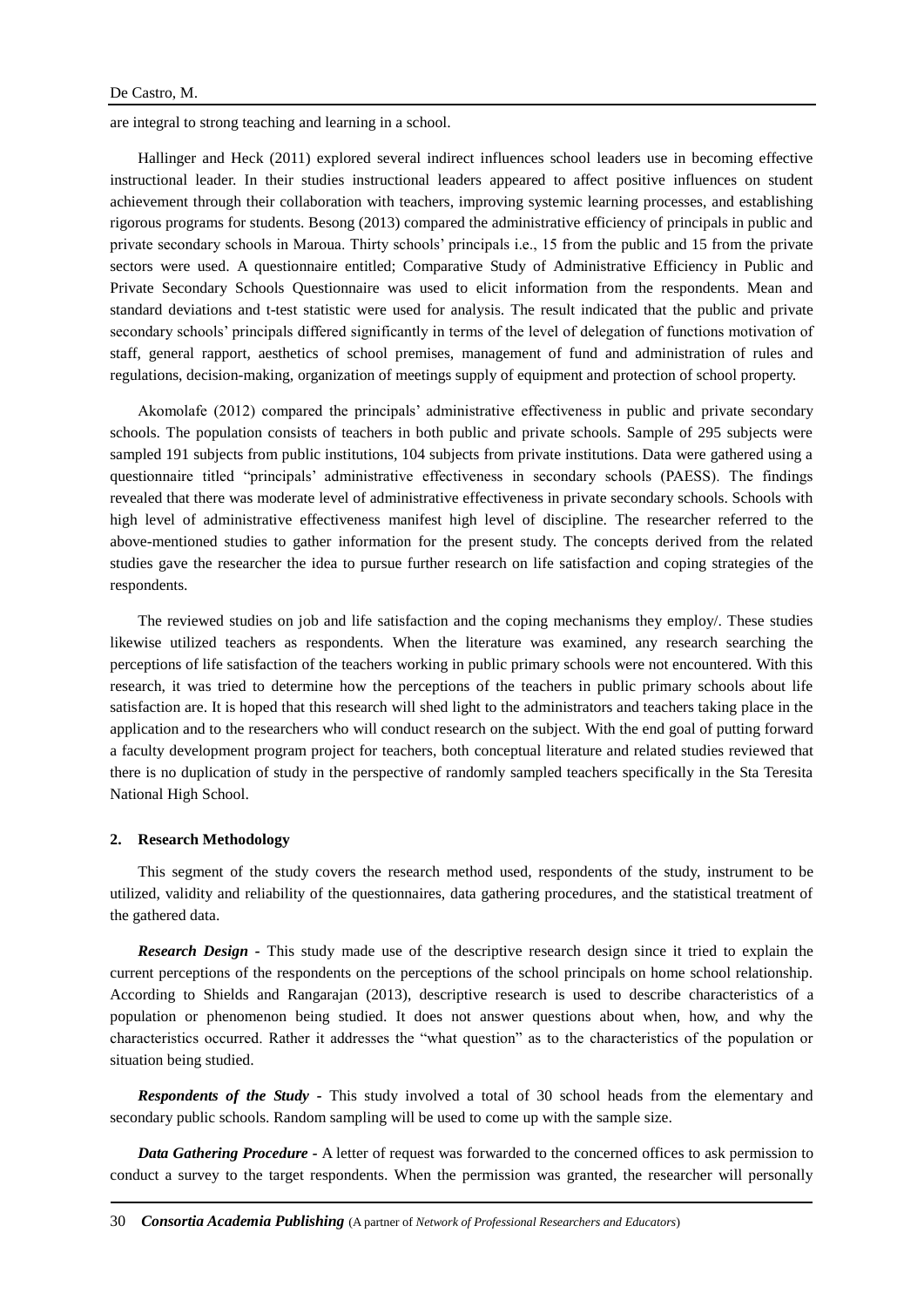are integral to strong teaching and learning in a school.

Hallinger and Heck (2011) explored several indirect influences school leaders use in becoming effective instructional leader. In their studies instructional leaders appeared to affect positive influences on student achievement through their collaboration with teachers, improving systemic learning processes, and establishing rigorous programs for students. Besong (2013) compared the administrative efficiency of principals in public and private secondary schools in Maroua. Thirty schools' principals i.e., 15 from the public and 15 from the private sectors were used. A questionnaire entitled; Comparative Study of Administrative Efficiency in Public and Private Secondary Schools Questionnaire was used to elicit information from the respondents. Mean and standard deviations and t-test statistic were used for analysis. The result indicated that the public and private secondary schools' principals differed significantly in terms of the level of delegation of functions motivation of staff, general rapport, aesthetics of school premises, management of fund and administration of rules and regulations, decision-making, organization of meetings supply of equipment and protection of school property.

Akomolafe (2012) compared the principals' administrative effectiveness in public and private secondary schools. The population consists of teachers in both public and private schools. Sample of 295 subjects were sampled 191 subjects from public institutions, 104 subjects from private institutions. Data were gathered using a questionnaire titled "principals' administrative effectiveness in secondary schools (PAESS). The findings revealed that there was moderate level of administrative effectiveness in private secondary schools. Schools with high level of administrative effectiveness manifest high level of discipline. The researcher referred to the above-mentioned studies to gather information for the present study. The concepts derived from the related studies gave the researcher the idea to pursue further research on life satisfaction and coping strategies of the respondents.

The reviewed studies on job and life satisfaction and the coping mechanisms they employ/. These studies likewise utilized teachers as respondents. When the literature was examined, any research searching the perceptions of life satisfaction of the teachers working in public primary schools were not encountered. With this research, it was tried to determine how the perceptions of the teachers in public primary schools about life satisfaction are. It is hoped that this research will shed light to the administrators and teachers taking place in the application and to the researchers who will conduct research on the subject. With the end goal of putting forward a faculty development program project for teachers, both conceptual literature and related studies reviewed that there is no duplication of study in the perspective of randomly sampled teachers specifically in the Sta Teresita National High School.

## 2. Research Methodology

This segment of the study covers the research method used, respondents of the study, instrument to be utilized, validity and reliability of the questionnaires, data gathering procedures, and the statistical treatment of the gathered data.

***Research Design*** - This study made use of the descriptive research design since it tried to explain the current perceptions of the respondents on the perceptions of the school principals on home school relationship. According to Shields and Rangarajan (2013), descriptive research is used to describe characteristics of a population or phenomenon being studied. It does not answer questions about when, how, and why the characteristics occurred. Rather it addresses the "what question" as to the characteristics of the population or situation being studied.

***Respondents of the Study*** - This study involved a total of 30 school heads from the elementary and secondary public schools. Random sampling will be used to come up with the sample size.

***Data Gathering Procedure*** - A letter of request was forwarded to the concerned offices to ask permission to conduct a survey to the target respondents. When the permission was granted, the researcher will personally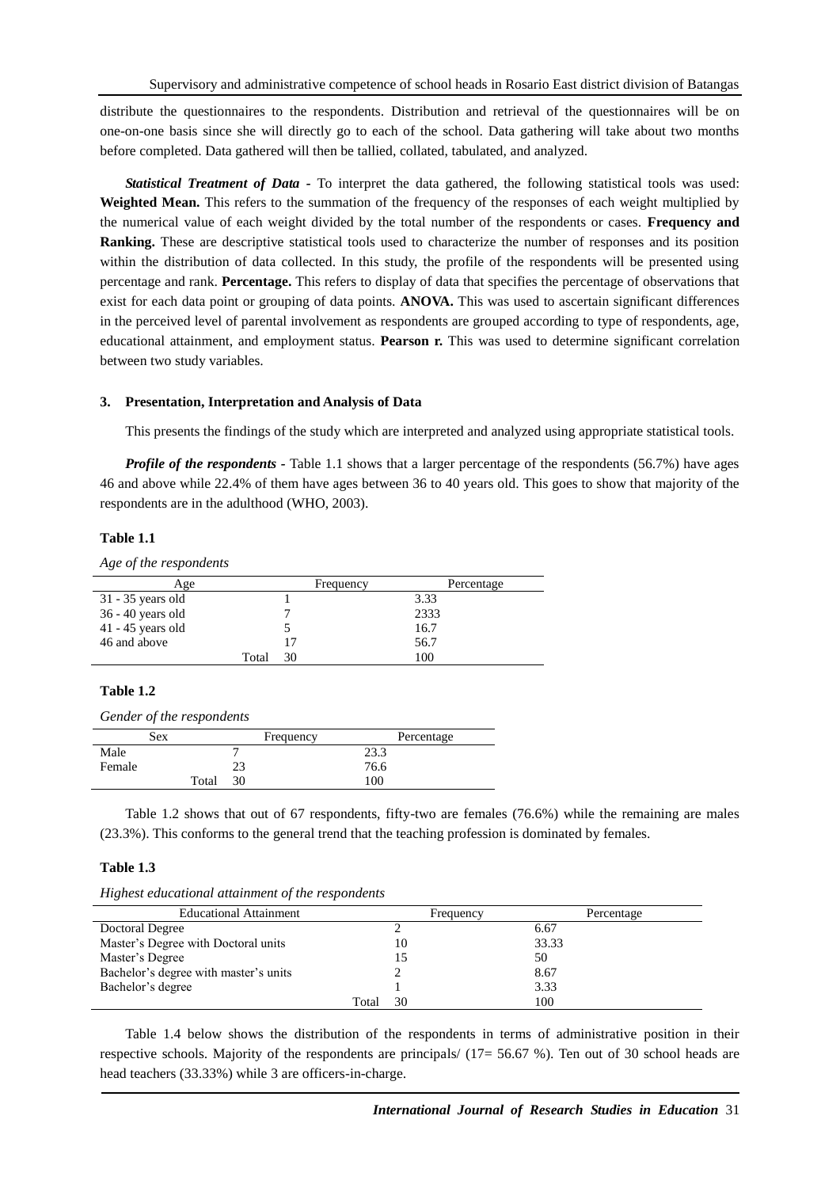distribute the questionnaires to the respondents. Distribution and retrieval of the questionnaires will be on one-on-one basis since she will directly go to each of the school. Data gathering will take about two months before completed. Data gathered will then be tallied, collated, tabulated, and analyzed.

***Statistical Treatment of Data* -** To interpret the data gathered, the following statistical tools was used: **Weighted Mean.** This refers to the summation of the frequency of the responses of each weight multiplied by the numerical value of each weight divided by the total number of the respondents or cases. **Frequency and Ranking.** These are descriptive statistical tools used to characterize the number of responses and its position within the distribution of data collected. In this study, the profile of the respondents will be presented using percentage and rank. **Percentage.** This refers to display of data that specifies the percentage of observations that exist for each data point or grouping of data points. **ANOVA.** This was used to ascertain significant differences in the perceived level of parental involvement as respondents are grouped according to type of respondents, age, educational attainment, and employment status. **Pearson r.** This was used to determine significant correlation between two study variables.

## 3. Presentation, Interpretation and Analysis of Data

This presents the findings of the study which are interpreted and analyzed using appropriate statistical tools.

***Profile of the respondents* -** Table 1.1 shows that a larger percentage of the respondents (56.7%) have ages 46 and above while 22.4% of them have ages between 36 to 40 years old. This goes to show that majority of the respondents are in the adulthood (WHO, 2003).

**Table 1.1**

*Age of the respondents*

| Age | Frequency | Percentage |
|---|---|---|
| 31 - 35 years old | 1 | 3.33 |
| 36 - 40 years old | 7 | 2333 |
| 41 - 45 years old | 5 | 16.7 |
| 46 and above | 17 | 56.7 |
| Total | 30 | 100 |

**Table 1.2**

*Gender of the respondents*

| Sex | Frequency | Percentage |
|---|---|---|
| Male | 7 | 23.3 |
| Female | 23 | 76.6 |
| Total | 30 | 100 |

Table 1.2 shows that out of 67 respondents, fifty-two are females (76.6%) while the remaining are males (23.3%). This conforms to the general trend that the teaching profession is dominated by females.

**Table 1.3**

*Highest educational attainment of the respondents*

| Educational Attainment | Frequency | Percentage |
|---|---|---|
| Doctoral Degree | 2 | 6.67 |
| Master's Degree with Doctoral units | 10 | 33.33 |
| Master's Degree | 15 | 50 |
| Bachelor's degree with master's units | 2 | 8.67 |
| Bachelor's degree | 1 | 3.33 |
| Total | 30 | 100 |

Table 1.4 below shows the distribution of the respondents in terms of administrative position in their respective schools. Majority of the respondents are principals/ (17= 56.67 %). Ten out of 30 school heads are head teachers (33.33%) while 3 are officers-in-charge.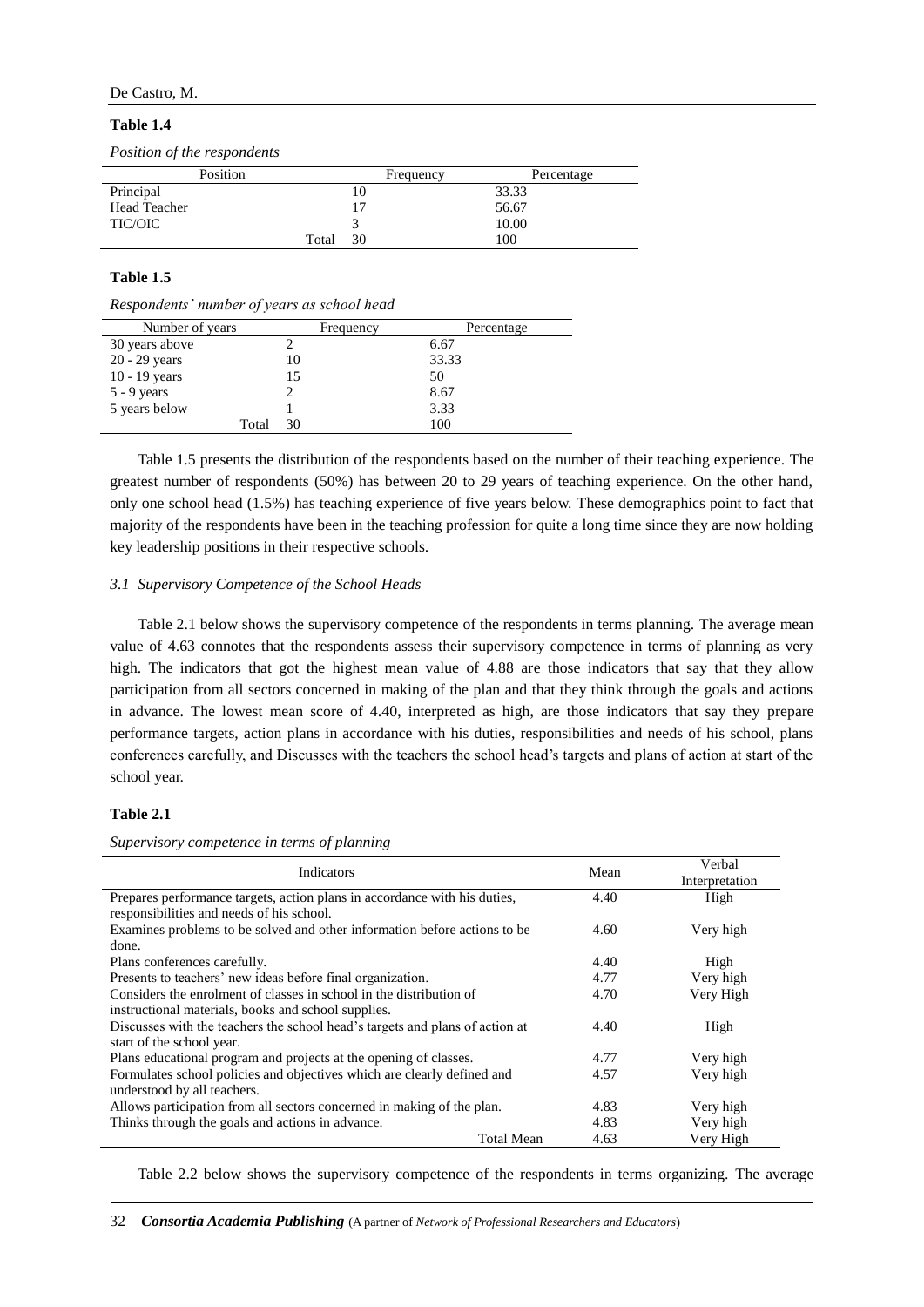**Table 1.4**

*Position of the respondents*

| Position | Frequency | Percentage |
|---|---|---|
| Principal | 10 | 33.33 |
| Head Teacher | 17 | 56.67 |
| TIC/OIC | 3 | 10.00 |
| Total | 30 | 100 |

**Table 1.5**

*Respondents' number of years as school head*

| Number of years | Frequency | Percentage |
|---|---|---|
| 30 years above | 2 | 6.67 |
| 20 - 29 years | 10 | 33.33 |
| 10 - 19 years | 15 | 50 |
| 5 - 9 years | 2 | 8.67 |
| 5 years below | 1 | 3.33 |
| Total | 30 | 100 |

Table 1.5 presents the distribution of the respondents based on the number of their teaching experience. The greatest number of respondents (50%) has between 20 to 29 years of teaching experience. On the other hand, only one school head (1.5%) has teaching experience of five years below. These demographics point to fact that majority of the respondents have been in the teaching profession for quite a long time since they are now holding key leadership positions in their respective schools.

### *3.1 Supervisory Competence of the School Heads*

Table 2.1 below shows the supervisory competence of the respondents in terms planning. The average mean value of 4.63 connotes that the respondents assess their supervisory competence in terms of planning as very high. The indicators that got the highest mean value of 4.88 are those indicators that say that they allow participation from all sectors concerned in making of the plan and that they think through the goals and actions in advance. The lowest mean score of 4.40, interpreted as high, are those indicators that say they prepare performance targets, action plans in accordance with his duties, responsibilities and needs of his school, plans conferences carefully, and Discusses with the teachers the school head's targets and plans of action at start of the school year.

**Table 2.1**

*Supervisory competence in terms of planning*

| Indicators | Mean | Verbal Interpretation |
|---|---|---|
| Prepares performance targets, action plans in accordance with his duties, responsibilities and needs of his school. | 4.40 | High |
| Examines problems to be solved and other information before actions to be done. | 4.60 | Very high |
| Plans conferences carefully. | 4.40 | High |
| Presents to teachers' new ideas before final organization. | 4.77 | Very high |
| Considers the enrolment of classes in school in the distribution of instructional materials, books and school supplies. | 4.70 | Very High |
| Discusses with the teachers the school head's targets and plans of action at start of the school year. | 4.40 | High |
| Plans educational program and projects at the opening of classes. | 4.77 | Very high |
| Formulates school policies and objectives which are clearly defined and understood by all teachers. | 4.57 | Very high |
| Allows participation from all sectors concerned in making of the plan. | 4.83 | Very high |
| Thinks through the goals and actions in advance. | 4.83 | Very high |
| Total Mean | 4.63 | Very High |

Table 2.2 below shows the supervisory competence of the respondents in terms organizing. The average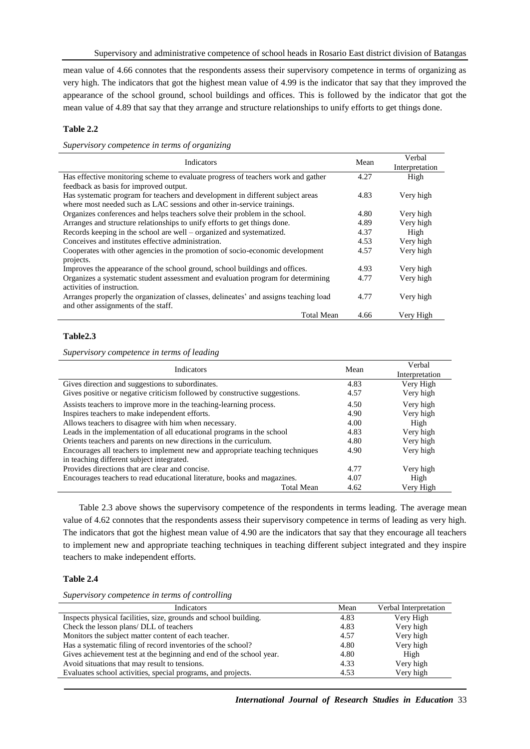mean value of 4.66 connotes that the respondents assess their supervisory competence in terms of organizing as very high. The indicators that got the highest mean value of 4.99 is the indicator that say that they improved the appearance of the school ground, school buildings and offices. This is followed by the indicator that got the mean value of 4.89 that say that they arrange and structure relationships to unify efforts to get things done.

**Table 2.2**

*Supervisory competence in terms of organizing*

| Indicators | Mean | Verbal Interpretation |
|---|---|---|
| Has effective monitoring scheme to evaluate progress of teachers work and gather feedback as basis for improved output. | 4.27 | High |
| Has systematic program for teachers and development in different subject areas where most needed such as LAC sessions and other in-service trainings. | 4.83 | Very high |
| Organizes conferences and helps teachers solve their problem in the school. | 4.80 | Very high |
| Arranges and structure relationships to unify efforts to get things done. | 4.89 | Very high |
| Records keeping in the school are well – organized and systematized. | 4.37 | High |
| Conceives and institutes effective administration. | 4.53 | Very high |
| Cooperates with other agencies in the promotion of socio-economic development projects. | 4.57 | Very high |
| Improves the appearance of the school ground, school buildings and offices. | 4.93 | Very high |
| Organizes a systematic student assessment and evaluation program for determining activities of instruction. | 4.77 | Very high |
| Arranges properly the organization of classes, delineates' and assigns teaching load and other assignments of the staff. | 4.77 | Very high |
| Total Mean | 4.66 | Very High |

**Table2.3**

*Supervisory competence in terms of leading*

| Indicators | Mean | Verbal Interpretation |
|---|---|---|
| Gives direction and suggestions to subordinates. | 4.83 | Very High |
| Gives positive or negative criticism followed by constructive suggestions. | 4.57 | Very high |
| Assists teachers to improve more in the teaching-learning process. | 4.50 | Very high |
| Inspires teachers to make independent efforts. | 4.90 | Very high |
| Allows teachers to disagree with him when necessary. | 4.00 | High |
| Leads in the implementation of all educational programs in the school | 4.83 | Very high |
| Orients teachers and parents on new directions in the curriculum. | 4.80 | Very high |
| Encourages all teachers to implement new and appropriate teaching techniques in teaching different subject integrated. | 4.90 | Very high |
| Provides directions that are clear and concise. | 4.77 | Very high |
| Encourages teachers to read educational literature, books and magazines. | 4.07 | High |
| Total Mean | 4.62 | Very High |

Table 2.3 above shows the supervisory competence of the respondents in terms leading. The average mean value of 4.62 connotes that the respondents assess their supervisory competence in terms of leading as very high. The indicators that got the highest mean value of 4.90 are the indicators that say that they encourage all teachers to implement new and appropriate teaching techniques in teaching different subject integrated and they inspire teachers to make independent efforts.

**Table 2.4**

*Supervisory competence in terms of controlling*

| Indicators | Mean | Verbal Interpretation |
|---|---|---|
| Inspects physical facilities, size, grounds and school building. | 4.83 | Very High |
| Check the lesson plans/ DLL of teachers | 4.83 | Very high |
| Monitors the subject matter content of each teacher. | 4.57 | Very high |
| Has a systematic filing of record inventories of the school? | 4.80 | Very high |
| Gives achievement test at the beginning and end of the school year. | 4.80 | High |
| Avoid situations that may result to tensions. | 4.33 | Very high |
| Evaluates school activities, special programs, and projects. | 4.53 | Very high |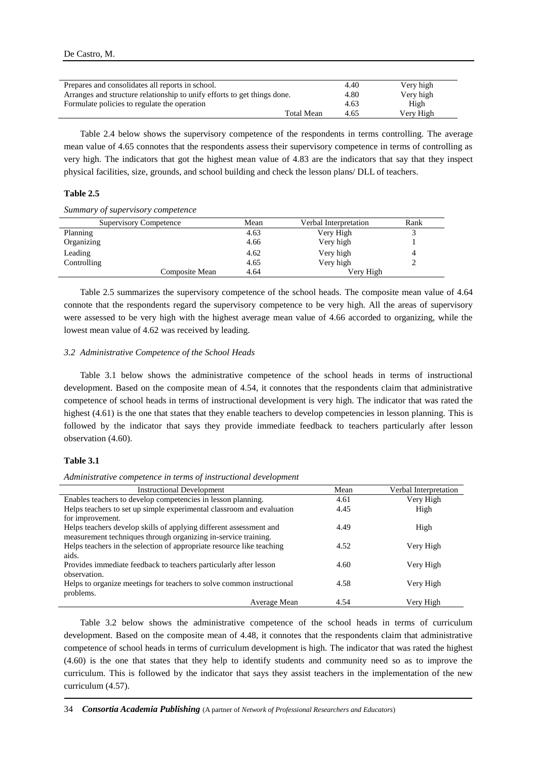| | | |
|---|---|---|
| Prepares and consolidates all reports in school. | 4.40 | Very high |
| Arranges and structure relationship to unify efforts to get things done. | 4.80 | Very high |
| Formulate policies to regulate the operation | 4.63 | High |
| Total Mean | 4.65 | Very High |

Table 2.4 below shows the supervisory competence of the respondents in terms controlling. The average mean value of 4.65 connotes that the respondents assess their supervisory competence in terms of controlling as very high. The indicators that got the highest mean value of 4.83 are the indicators that say that they inspect physical facilities, size, grounds, and school building and check the lesson plans/ DLL of teachers.

**Table 2.5**

*Summary of supervisory competence*

| Supervisory Competence | Mean | Verbal Interpretation | Rank |
|---|---|---|---|
| Planning | 4.63 | Very High | 3 |
| Organizing | 4.66 | Very high | 1 |
| Leading | 4.62 | Very high | 4 |
| Controlling | 4.65 | Very high | 2 |
| Composite Mean | 4.64 | Very High | |

Table 2.5 summarizes the supervisory competence of the school heads. The composite mean value of 4.64 connote that the respondents regard the supervisory competence to be very high. All the areas of supervisory were assessed to be very high with the highest average mean value of 4.66 accorded to organizing, while the lowest mean value of 4.62 was received by leading.

### *3.2 Administrative Competence of the School Heads*

Table 3.1 below shows the administrative competence of the school heads in terms of instructional development. Based on the composite mean of 4.54, it connotes that the respondents claim that administrative competence of school heads in terms of instructional development is very high. The indicator that was rated the highest (4.61) is the one that states that they enable teachers to develop competencies in lesson planning. This is followed by the indicator that says they provide immediate feedback to teachers particularly after lesson observation (4.60).

**Table 3.1**

*Administrative competence in terms of instructional development*

| Instructional Development | Mean | Verbal Interpretation |
|---|---|---|
| Enables teachers to develop competencies in lesson planning. | 4.61 | Very High |
| Helps teachers to set up simple experimental classroom and evaluation for improvement. | 4.45 | High |
| Helps teachers develop skills of applying different assessment and measurement techniques through organizing in-service training. | 4.49 | High |
| Helps teachers in the selection of appropriate resource like teaching aids. | 4.52 | Very High |
| Provides immediate feedback to teachers particularly after lesson observation. | 4.60 | Very High |
| Helps to organize meetings for teachers to solve common instructional problems. | 4.58 | Very High |
| Average Mean | 4.54 | Very High |

Table 3.2 below shows the administrative competence of the school heads in terms of curriculum development. Based on the composite mean of 4.48, it connotes that the respondents claim that administrative competence of school heads in terms of curriculum development is high. The indicator that was rated the highest (4.60) is the one that states that they help to identify students and community need so as to improve the curriculum. This is followed by the indicator that says they assist teachers in the implementation of the new curriculum (4.57).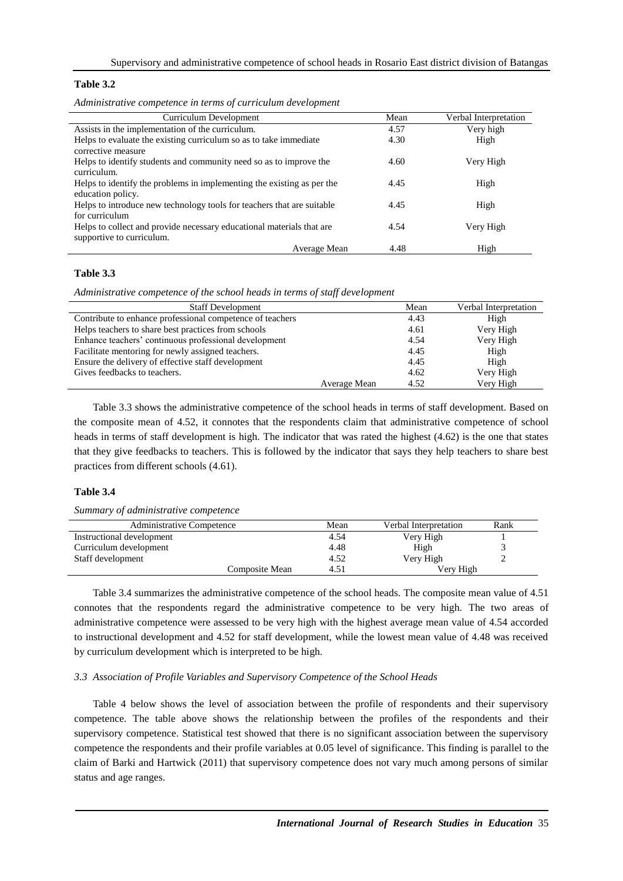**Table 3.2**

*Administrative competence in terms of curriculum development*

| Curriculum Development | Mean | Verbal Interpretation |
|---|---|---|
| Assists in the implementation of the curriculum. | 4.57 | Very high |
| Helps to evaluate the existing curriculum so as to take immediate corrective measure | 4.30 | High |
| Helps to identify students and community need so as to improve the curriculum. | 4.60 | Very High |
| Helps to identify the problems in implementing the existing as per the education policy. | 4.45 | High |
| Helps to introduce new technology tools for teachers that are suitable for curriculum | 4.45 | High |
| Helps to collect and provide necessary educational materials that are supportive to curriculum. | 4.54 | Very High |
| Average Mean | 4.48 | High |

**Table 3.3**

*Administrative competence of the school heads in terms of staff development*

| Staff Development | Mean | Verbal Interpretation |
|---|---|---|
| Contribute to enhance professional competence of teachers | 4.43 | High |
| Helps teachers to share best practices from schools | 4.61 | Very High |
| Enhance teachers' continuous professional development | 4.54 | Very High |
| Facilitate mentoring for newly assigned teachers. | 4.45 | High |
| Ensure the delivery of effective staff development | 4.45 | High |
| Gives feedbacks to teachers. | 4.62 | Very High |
| Average Mean | 4.52 | Very High |

Table 3.3 shows the administrative competence of the school heads in terms of staff development. Based on the composite mean of 4.52, it connotes that the respondents claim that administrative competence of school heads in terms of staff development is high. The indicator that was rated the highest (4.62) is the one that states that they give feedbacks to teachers. This is followed by the indicator that says they help teachers to share best practices from different schools (4.61).

**Table 3.4**

*Summary of administrative competence*

| Administrative Competence | Mean | Verbal Interpretation | Rank |
|---|---|---|---|
| Instructional development | 4.54 | Very High | 1 |
| Curriculum development | 4.48 | High | 3 |
| Staff development | 4.52 | Very High | 2 |
| Composite Mean | 4.51 | Very High | |

Table 3.4 summarizes the administrative competence of the school heads. The composite mean value of 4.51 connotes that the respondents regard the administrative competence to be very high. The two areas of administrative competence were assessed to be very high with the highest average mean value of 4.54 accorded to instructional development and 4.52 for staff development, while the lowest mean value of 4.48 was received by curriculum development which is interpreted to be high.

### *3.3 Association of Profile Variables and Supervisory Competence of the School Heads*

Table 4 below shows the level of association between the profile of respondents and their supervisory competence. The table above shows the relationship between the profiles of the respondents and their supervisory competence. Statistical test showed that there is no significant association between the supervisory competence the respondents and their profile variables at 0.05 level of significance. This finding is parallel to the claim of Barki and Hartwick (2011) that supervisory competence does not vary much among persons of similar status and age ranges.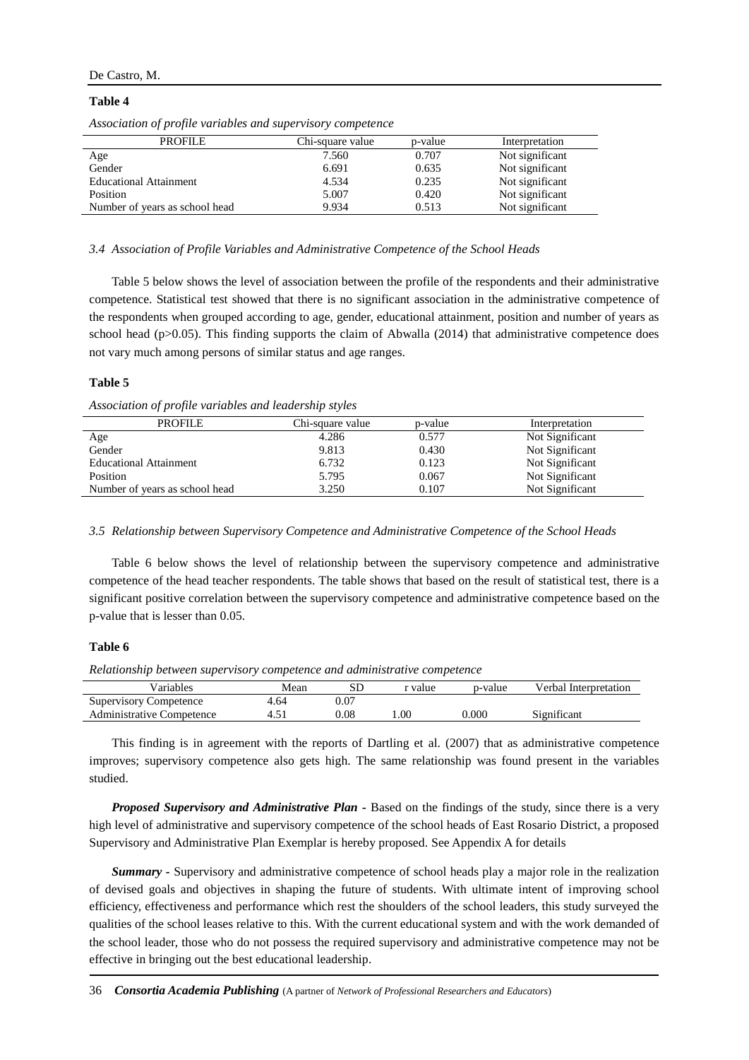**Table 4**

*Association of profile variables and supervisory competence*

| PROFILE | Chi-square value | p-value | Interpretation |
|---|---|---|---|
| Age | 7.560 | 0.707 | Not significant |
| Gender | 6.691 | 0.635 | Not significant |
| Educational Attainment | 4.534 | 0.235 | Not significant |
| Position | 5.007 | 0.420 | Not significant |
| Number of years as school head | 9.934 | 0.513 | Not significant |

### *3.4 Association of Profile Variables and Administrative Competence of the School Heads*

Table 5 below shows the level of association between the profile of the respondents and their administrative competence. Statistical test showed that there is no significant association in the administrative competence of the respondents when grouped according to age, gender, educational attainment, position and number of years as school head ($p>0.05$). This finding supports the claim of Abwalla (2014) that administrative competence does not vary much among persons of similar status and age ranges.

**Table 5**

*Association of profile variables and leadership styles*

| PROFILE | Chi-square value | p-value | Interpretation |
|---|---|---|---|
| Age | 4.286 | 0.577 | Not Significant |
| Gender | 9.813 | 0.430 | Not Significant |
| Educational Attainment | 6.732 | 0.123 | Not Significant |
| Position | 5.795 | 0.067 | Not Significant |
| Number of years as school head | 3.250 | 0.107 | Not Significant |

### *3.5 Relationship between Supervisory Competence and Administrative Competence of the School Heads*

Table 6 below shows the level of relationship between the supervisory competence and administrative competence of the head teacher respondents. The table shows that based on the result of statistical test, there is a significant positive correlation between the supervisory competence and administrative competence based on the p-value that is lesser than 0.05.

**Table 6**

*Relationship between supervisory competence and administrative competence*

| Variables | Mean | SD | r value | p-value | Verbal Interpretation |
|---|---|---|---|---|---|
| Supervisory Competence | 4.64 | 0.07 | | | |
| Administrative Competence | 4.51 | 0.08 | 1.00 | 0.000 | Significant |

This finding is in agreement with the reports of Dartling et al. (2007) that as administrative competence improves; supervisory competence also gets high. The same relationship was found present in the variables studied.

***Proposed Supervisory and Administrative Plan*** - Based on the findings of the study, since there is a very high level of administrative and supervisory competence of the school heads of East Rosario District, a proposed Supervisory and Administrative Plan Exemplar is hereby proposed. See Appendix A for details

***Summary*** - Supervisory and administrative competence of school heads play a major role in the realization of devised goals and objectives in shaping the future of students. With ultimate intent of improving school efficiency, effectiveness and performance which rest the shoulders of the school leaders, this study surveyed the qualities of the school leases relative to this. With the current educational system and with the work demanded of the school leader, those who do not possess the required supervisory and administrative competence may not be effective in bringing out the best educational leadership.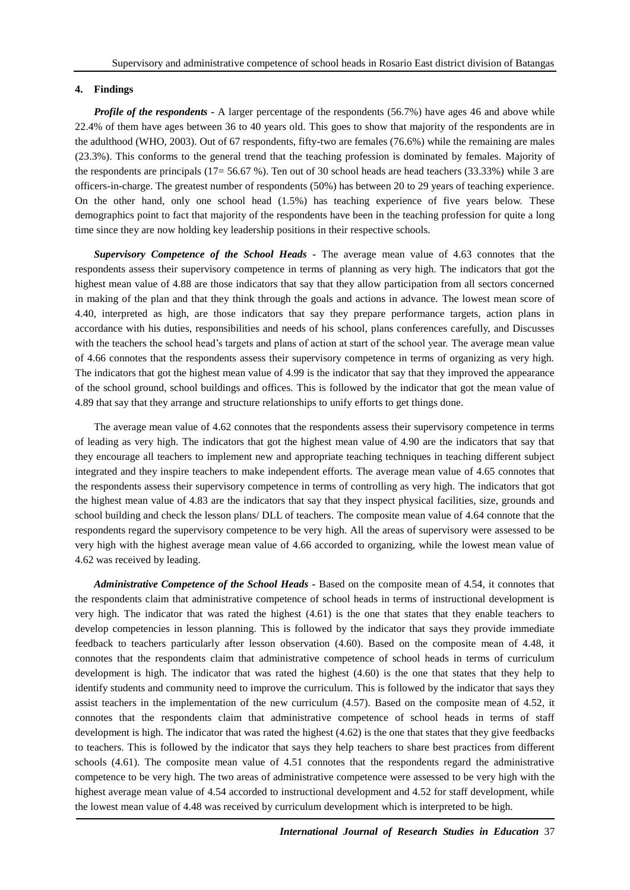## 4. Findings

***Profile of the respondents*** - A larger percentage of the respondents (56.7%) have ages 46 and above while 22.4% of them have ages between 36 to 40 years old. This goes to show that majority of the respondents are in the adulthood (WHO, 2003). Out of 67 respondents, fifty-two are females (76.6%) while the remaining are males (23.3%). This conforms to the general trend that the teaching profession is dominated by females. Majority of the respondents are principals (17= 56.67 %). Ten out of 30 school heads are head teachers (33.33%) while 3 are officers-in-charge. The greatest number of respondents (50%) has between 20 to 29 years of teaching experience. On the other hand, only one school head (1.5%) has teaching experience of five years below. These demographics point to fact that majority of the respondents have been in the teaching profession for quite a long time since they are now holding key leadership positions in their respective schools.

***Supervisory Competence of the School Heads*** - The average mean value of 4.63 connotes that the respondents assess their supervisory competence in terms of planning as very high. The indicators that got the highest mean value of 4.88 are those indicators that say that they allow participation from all sectors concerned in making of the plan and that they think through the goals and actions in advance. The lowest mean score of 4.40, interpreted as high, are those indicators that say they prepare performance targets, action plans in accordance with his duties, responsibilities and needs of his school, plans conferences carefully, and Discusses with the teachers the school head's targets and plans of action at start of the school year. The average mean value of 4.66 connotes that the respondents assess their supervisory competence in terms of organizing as very high. The indicators that got the highest mean value of 4.99 is the indicator that say that they improved the appearance of the school ground, school buildings and offices. This is followed by the indicator that got the mean value of 4.89 that say that they arrange and structure relationships to unify efforts to get things done.

The average mean value of 4.62 connotes that the respondents assess their supervisory competence in terms of leading as very high. The indicators that got the highest mean value of 4.90 are the indicators that say that they encourage all teachers to implement new and appropriate teaching techniques in teaching different subject integrated and they inspire teachers to make independent efforts. The average mean value of 4.65 connotes that the respondents assess their supervisory competence in terms of controlling as very high. The indicators that got the highest mean value of 4.83 are the indicators that say that they inspect physical facilities, size, grounds and school building and check the lesson plans/ DLL of teachers. The composite mean value of 4.64 connote that the respondents regard the supervisory competence to be very high. All the areas of supervisory were assessed to be very high with the highest average mean value of 4.66 accorded to organizing, while the lowest mean value of 4.62 was received by leading.

***Administrative Competence of the School Heads*** - Based on the composite mean of 4.54, it connotes that the respondents claim that administrative competence of school heads in terms of instructional development is very high. The indicator that was rated the highest (4.61) is the one that states that they enable teachers to develop competencies in lesson planning. This is followed by the indicator that says they provide immediate feedback to teachers particularly after lesson observation (4.60). Based on the composite mean of 4.48, it connotes that the respondents claim that administrative competence of school heads in terms of curriculum development is high. The indicator that was rated the highest (4.60) is the one that states that they help to identify students and community need to improve the curriculum. This is followed by the indicator that says they assist teachers in the implementation of the new curriculum (4.57). Based on the composite mean of 4.52, it connotes that the respondents claim that administrative competence of school heads in terms of staff development is high. The indicator that was rated the highest (4.62) is the one that states that they give feedbacks to teachers. This is followed by the indicator that says they help teachers to share best practices from different schools (4.61). The composite mean value of 4.51 connotes that the respondents regard the administrative competence to be very high. The two areas of administrative competence were assessed to be very high with the highest average mean value of 4.54 accorded to instructional development and 4.52 for staff development, while the lowest mean value of 4.48 was received by curriculum development which is interpreted to be high.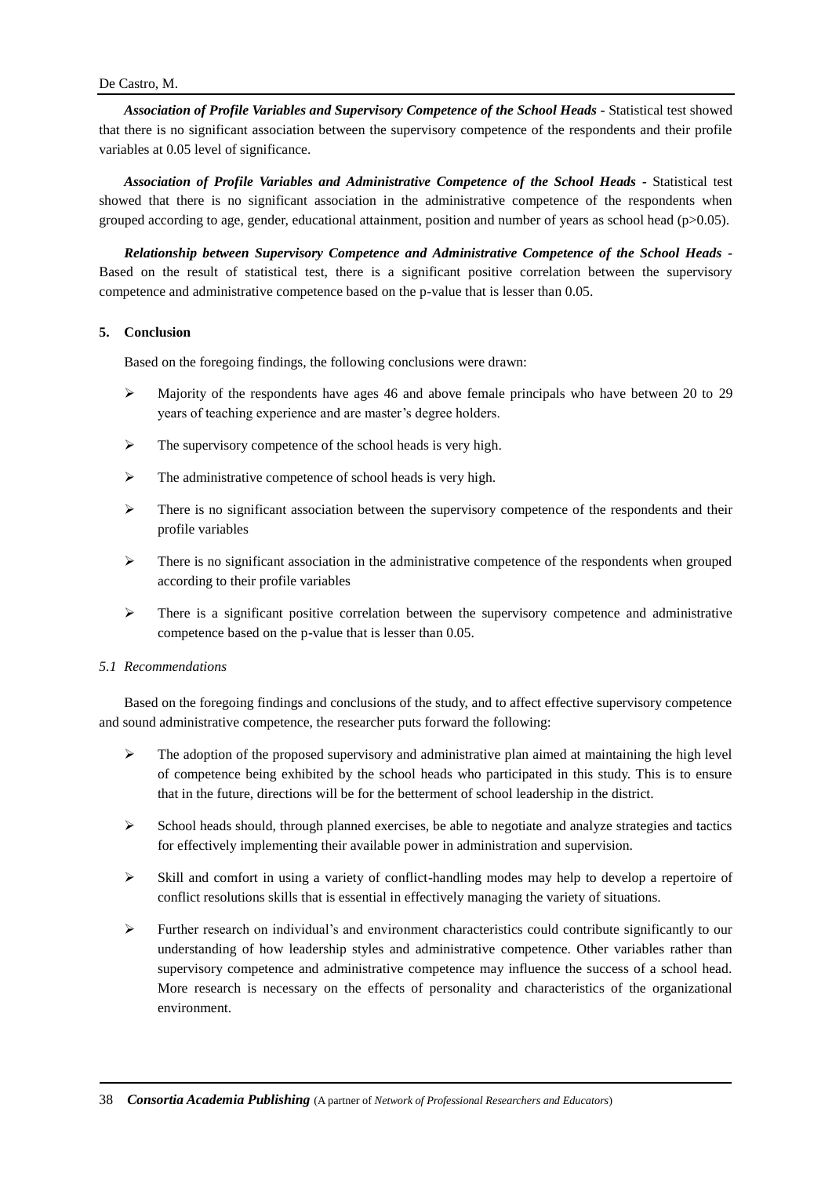***Association of Profile Variables and Supervisory Competence of the School Heads*** - Statistical test showed that there is no significant association between the supervisory competence of the respondents and their profile variables at 0.05 level of significance.

***Association of Profile Variables and Administrative Competence of the School Heads*** - Statistical test showed that there is no significant association in the administrative competence of the respondents when grouped according to age, gender, educational attainment, position and number of years as school head ($p>0.05$).

***Relationship between Supervisory Competence and Administrative Competence of the School Heads*** - Based on the result of statistical test, there is a significant positive correlation between the supervisory competence and administrative competence based on the p-value that is lesser than 0.05.

## 5. Conclusion

Based on the foregoing findings, the following conclusions were drawn:

- Majority of the respondents have ages 46 and above female principals who have between 20 to 29 years of teaching experience and are master's degree holders.
- The supervisory competence of the school heads is very high.
- The administrative competence of school heads is very high.
- There is no significant association between the supervisory competence of the respondents and their profile variables
- There is no significant association in the administrative competence of the respondents when grouped according to their profile variables
- There is a significant positive correlation between the supervisory competence and administrative competence based on the p-value that is lesser than 0.05.

### *5.1 Recommendations*

Based on the foregoing findings and conclusions of the study, and to affect effective supervisory competence and sound administrative competence, the researcher puts forward the following:

- The adoption of the proposed supervisory and administrative plan aimed at maintaining the high level of competence being exhibited by the school heads who participated in this study. This is to ensure that in the future, directions will be for the betterment of school leadership in the district.
- School heads should, through planned exercises, be able to negotiate and analyze strategies and tactics for effectively implementing their available power in administration and supervision.
- Skill and comfort in using a variety of conflict-handling modes may help to develop a repertoire of conflict resolutions skills that is essential in effectively managing the variety of situations.
- Further research on individual's and environment characteristics could contribute significantly to our understanding of how leadership styles and administrative competence. Other variables rather than supervisory competence and administrative competence may influence the success of a school head. More research is necessary on the effects of personality and characteristics of the organizational environment.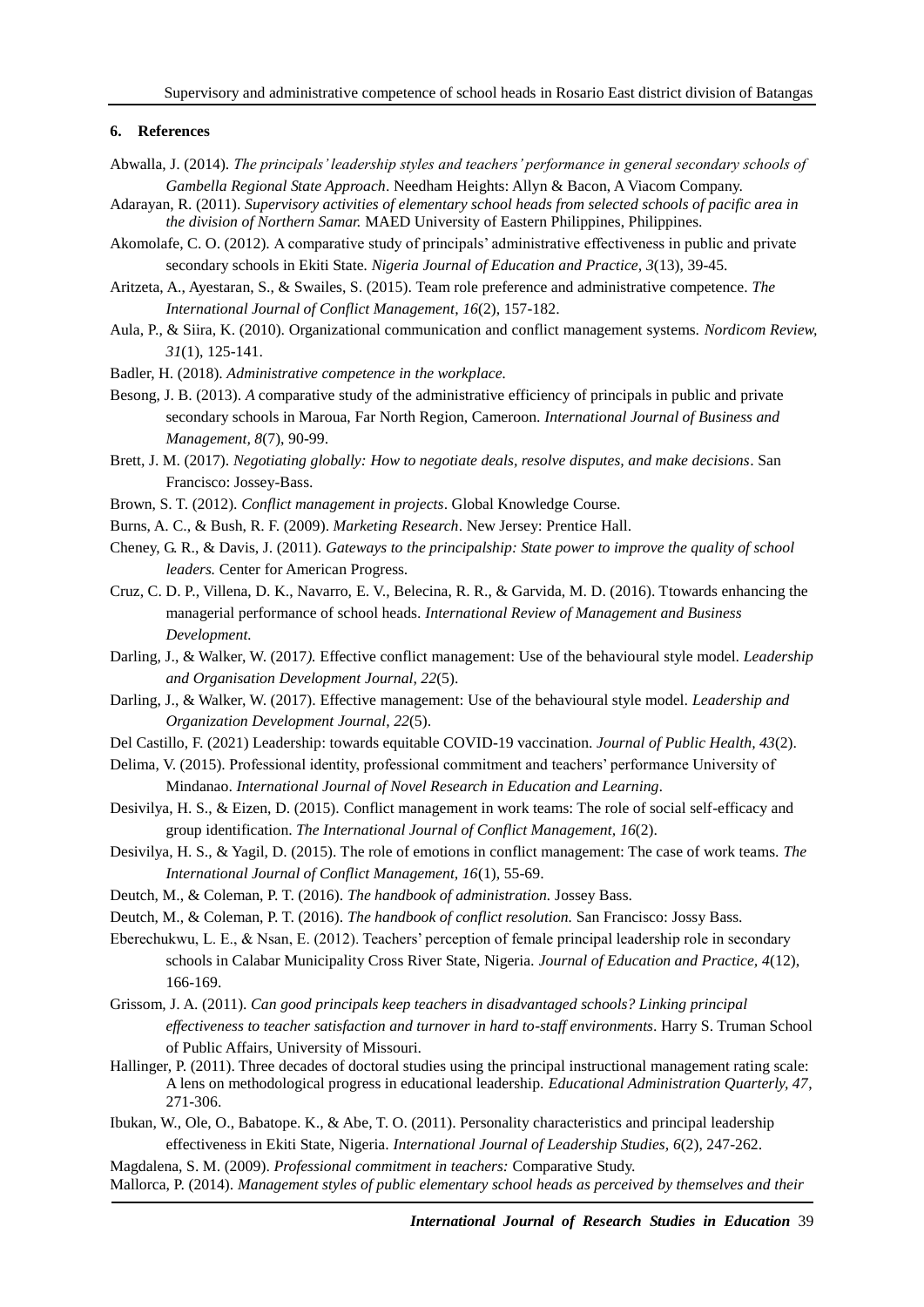## 6. References

Abwalla, J. (2014). *The principals' leadership styles and teachers' performance in general secondary schools of Gambella Regional State Approach*. Needham Heights: Allyn & Bacon, A Viacom Company.

Adarayan, R. (2011). *Supervisory activities of elementary school heads from selected schools of pacific area in the division of Northern Samar.* MAED University of Eastern Philippines, Philippines.

Akomolafe, C. O. (2012). A comparative study of principals' administrative effectiveness in public and private secondary schools in Ekiti State. *Nigeria Journal of Education and Practice, 3*(13), 39-45.

Aritzeta, A., Ayestaran, S., & Swailes, S. (2015). Team role preference and administrative competence. *The International Journal of Conflict Management*, *16*(2), 157-182.

Aula, P., & Siira, K. (2010). Organizational communication and conflict management systems. *Nordicom Review, 31*(1), 125-141.

Badler, H. (2018). *Administrative competence in the workplace.*

Besong, J. B. (2013). *A* comparative study of the administrative efficiency of principals in public and private secondary schools in Maroua, Far North Region, Cameroon. *International Journal of Business and Management, 8*(7), 90-99.

Brett, J. M. (2017). *Negotiating globally: How to negotiate deals, resolve disputes, and make decisions*. San Francisco: Jossey-Bass.

Brown, S. T. (2012). *Conflict management in projects*. Global Knowledge Course.

Burns, A. C., & Bush, R. F. (2009). *Marketing Research*. New Jersey: Prentice Hall.

Cheney, G. R., & Davis, J. (2011). *Gateways to the principalship: State power to improve the quality of school leaders.* Center for American Progress.

Cruz, C. D. P., Villena, D. K., Navarro, E. V., Belecina, R. R., & Garvida, M. D. (2016). Ttowards enhancing the managerial performance of school heads. *International Review of Management and Business Development.*

Darling, J., & Walker, W. (2017). Effective conflict management: Use of the behavioural style model. *Leadership and Organisation Development Journal, 22*(5).

Darling, J., & Walker, W. (2017). Effective management: Use of the behavioural style model. *Leadership and Organization Development Journal*, *22*(5).

Del Castillo, F. (2021) Leadership: towards equitable COVID-19 vaccination. *Journal of Public Health, 43*(2).

Delima, V. (2015). Professional identity, professional commitment and teachers' performance University of Mindanao. *International Journal of Novel Research in Education and Learning*.

Desivilya, H. S., & Eizen, D. (2015). Conflict management in work teams: The role of social self-efficacy and group identification. *The International Journal of Conflict Management, 16*(2).

Desivilya, H. S., & Yagil, D. (2015). The role of emotions in conflict management: The case of work teams. *The International Journal of Conflict Management, 16*(1), 55-69.

Deutch, M., & Coleman, P. T. (2016). *The handbook of administration.* Jossey Bass.

Deutch, M., & Coleman, P. T. (2016). *The handbook of conflict resolution.* San Francisco: Jossy Bass.

Eberechukwu, L. E., & Nsan, E. (2012). Teachers' perception of female principal leadership role in secondary schools in Calabar Municipality Cross River State, Nigeria. *Journal of Education and Practice, 4*(12), 166-169.

Grissom, J. A. (2011). *Can good principals keep teachers in disadvantaged schools? Linking principal effectiveness to teacher satisfaction and turnover in hard to-staff environments*. Harry S. Truman School of Public Affairs, University of Missouri.

Hallinger, P. (2011). Three decades of doctoral studies using the principal instructional management rating scale: A lens on methodological progress in educational leadership. *Educational Administration Quarterly, 47*, 271-306.

Ibukan, W., Ole, O., Babatope. K., & Abe, T. O. (2011). Personality characteristics and principal leadership effectiveness in Ekiti State, Nigeria. *International Journal of Leadership Studies, 6*(2), 247-262.

Magdalena, S. M. (2009). *Professional commitment in teachers:* Comparative Study.

Mallorca, P. (2014). *Management styles of public elementary school heads as perceived by themselves and their*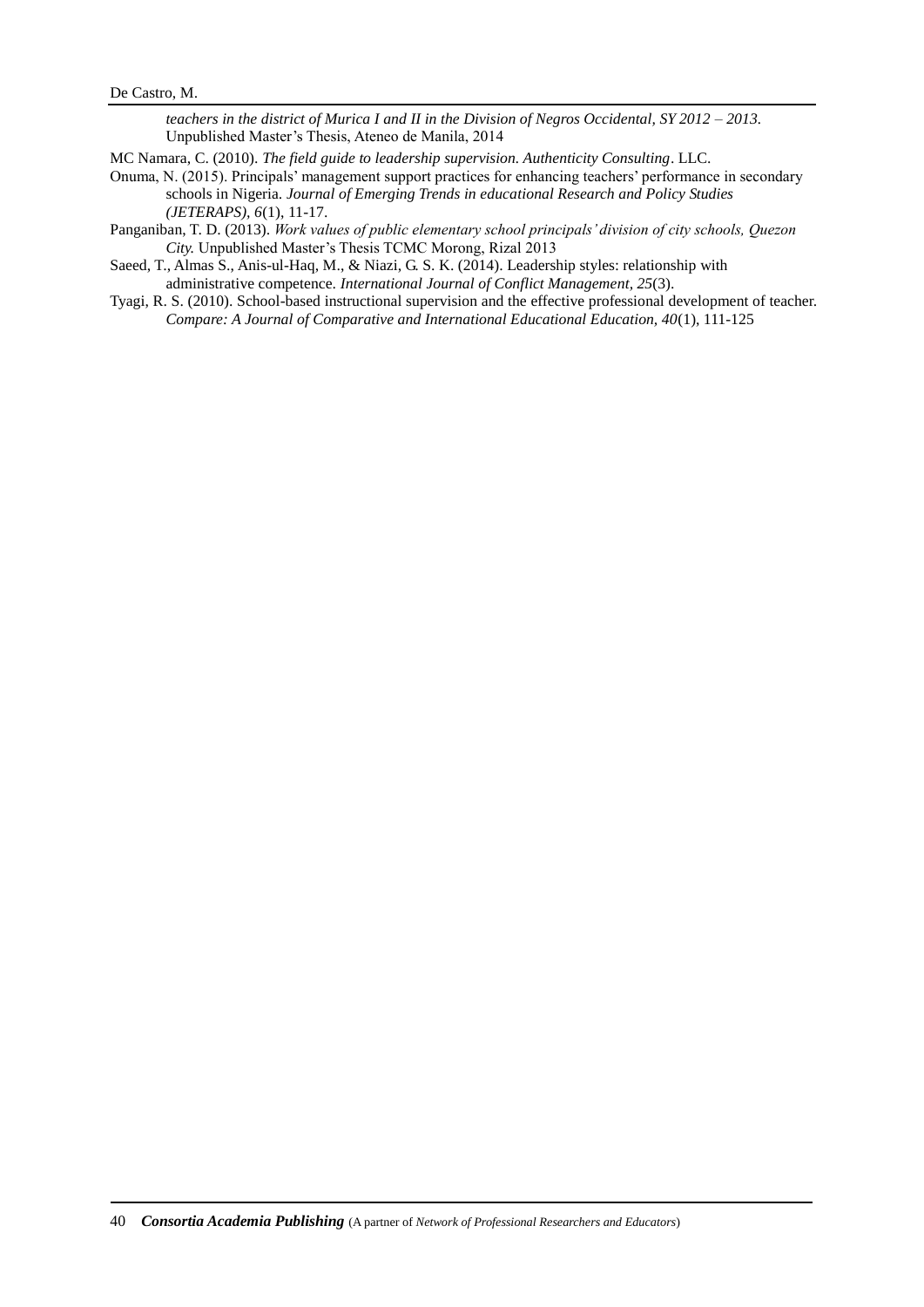*teachers in the district of Murica I and II in the Division of Negros Occidental, SY 2012 – 2013.* Unpublished Master's Thesis, Ateneo de Manila, 2014

MC Namara, C. (2010). *The field guide to leadership supervision. Authenticity Consulting*. LLC.

Onuma, N. (2015). Principals' management support practices for enhancing teachers' performance in secondary schools in Nigeria. *Journal of Emerging Trends in educational Research and Policy Studies (JETERAPS), 6*(1), 11-17.

Panganiban, T. D. (2013). *Work values of public elementary school principals' division of city schools, Quezon City.* Unpublished Master's Thesis TCMC Morong, Rizal 2013

Saeed, T., Almas S., Anis-ul-Haq, M., & Niazi, G. S. K. (2014). Leadership styles: relationship with administrative competence. *International Journal of Conflict Management, 25*(3).

Tyagi, R. S. (2010). School-based instructional supervision and the effective professional development of teacher. *Compare: A Journal of Comparative and International Educational Education, 40*(1), 111-125